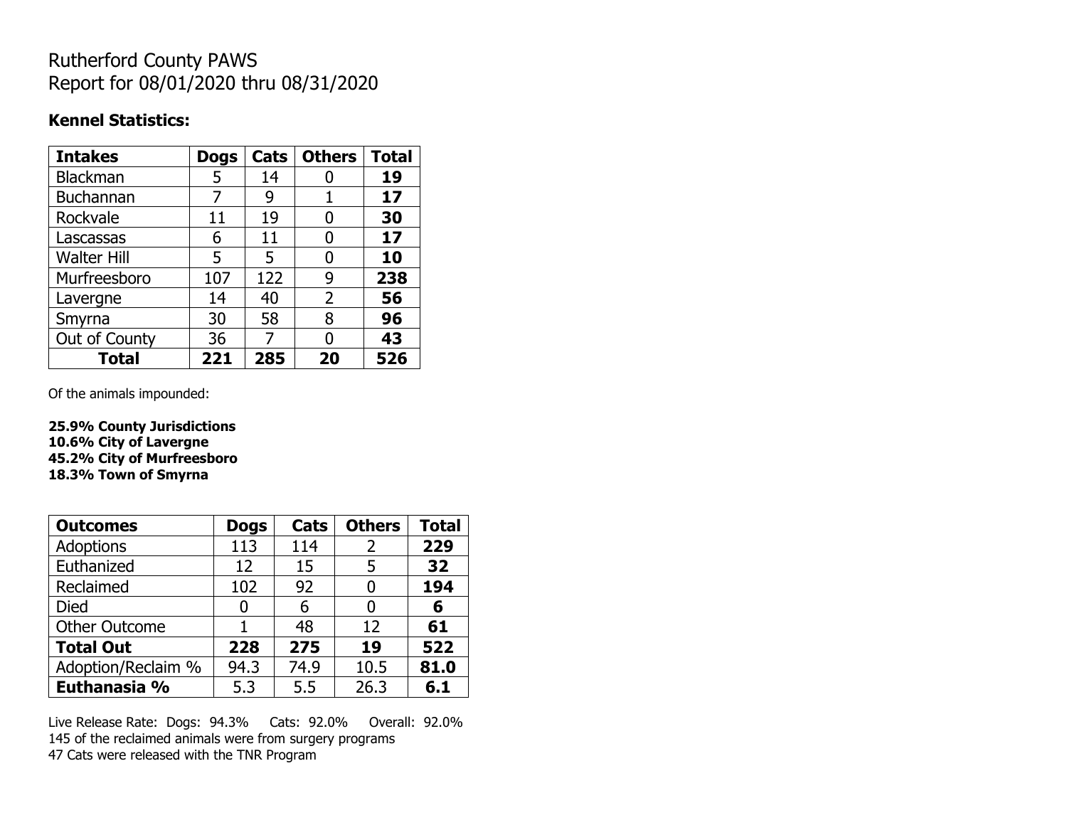# Rutherford County PAWS
Report for 08/01/2020 thru 08/31/2020

**Kennel Statistics:**

| Intakes | Dogs | Cats | Others | Total |
|---|---|---|---|---|
| Blackman | 5 | 14 | 0 | **19** |
| Buchannan | 7 | 9 | 1 | **17** |
| Rockvale | 11 | 19 | 0 | **30** |
| Lascassas | 6 | 11 | 0 | **17** |
| Walter Hill | 5 | 5 | 0 | **10** |
| Murfreesboro | 107 | 122 | 9 | **238** |
| Lavergne | 14 | 40 | 2 | **56** |
| Smyrna | 30 | 58 | 8 | **96** |
| Out of County | 36 | 7 | 0 | **43** |
| **Total** | **221** | **285** | **20** | **526** |

Of the animals impounded:

**25.9% County Jurisdictions**
**10.6% City of Lavergne**
**45.2% City of Murfreesboro**
**18.3% Town of Smyrna**

| Outcomes | Dogs | Cats | Others | Total |
|---|---|---|---|---|
| Adoptions | 113 | 114 | 2 | **229** |
| Euthanized | 12 | 15 | 5 | **32** |
| Reclaimed | 102 | 92 | 0 | **194** |
| Died | 0 | 6 | 0 | **6** |
| Other Outcome | 1 | 48 | 12 | **61** |
| **Total Out** | **228** | **275** | **19** | **522** |
| Adoption/Reclaim % | 94.3 | 74.9 | 10.5 | **81.0** |
| **Euthanasia %** | 5.3 | 5.5 | 26.3 | **6.1** |

Live Release Rate: Dogs: 94.3% Cats: 92.0% Overall: 92.0%
145 of the reclaimed animals were from surgery programs
47 Cats were released with the TNR Program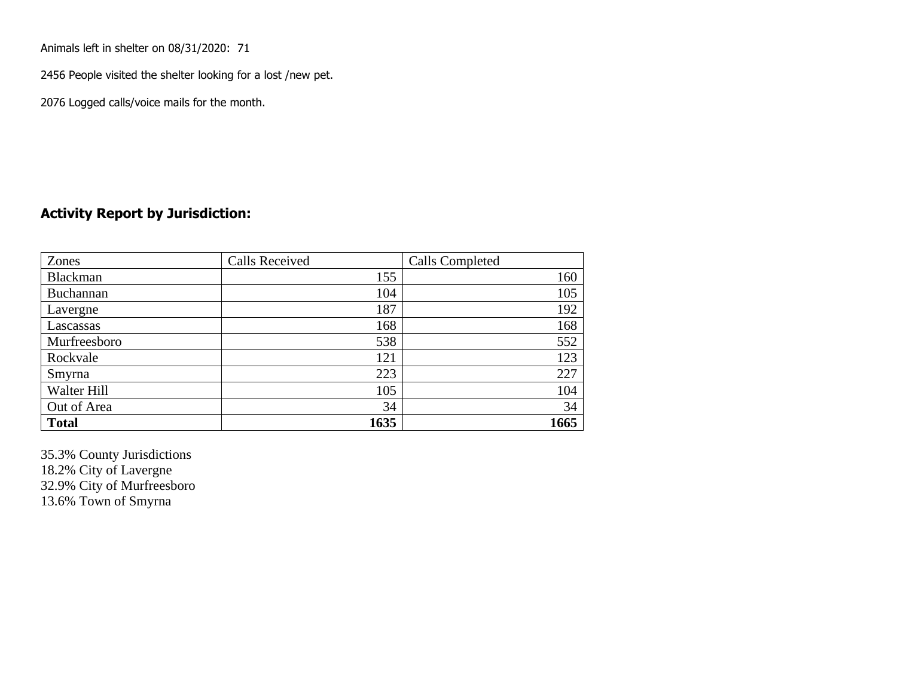Animals left in shelter on 08/31/2020: 71

2456 People visited the shelter looking for a lost /new pet.

2076 Logged calls/voice mails for the month.

## Activity Report by Jurisdiction:

| Zones | Calls Received | Calls Completed |
| --- | --- | --- |
| Blackman | 155 | 160 |
| Buchannan | 104 | 105 |
| Lavergne | 187 | 192 |
| Lascassas | 168 | 168 |
| Murfreesboro | 538 | 552 |
| Rockvale | 121 | 123 |
| Smyrna | 223 | 227 |
| Walter Hill | 105 | 104 |
| Out of Area | 34 | 34 |
| **Total** | **1635** | **1665** |

35.3% County Jurisdictions
18.2% City of Lavergne
32.9% City of Murfreesboro
13.6% Town of Smyrna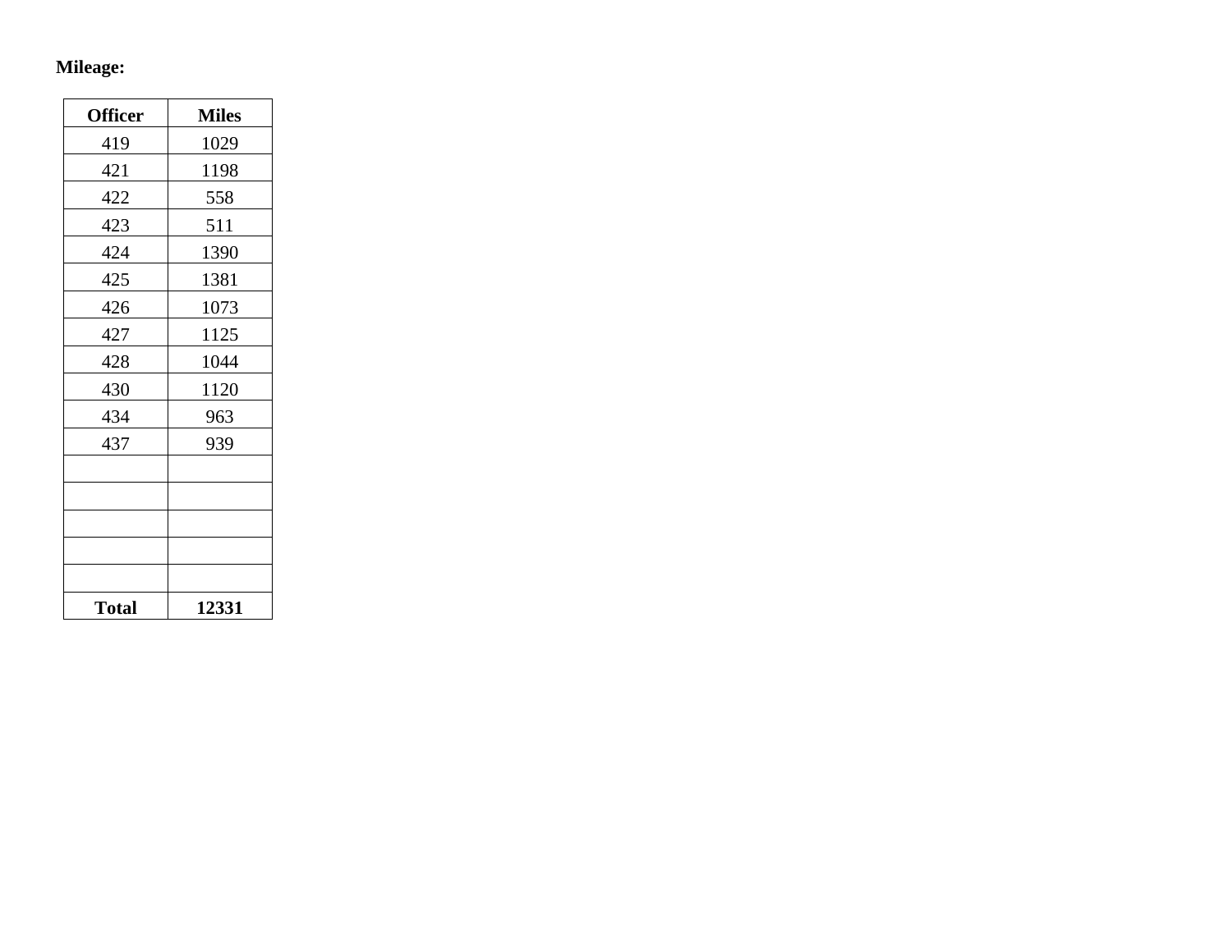**Mileage:**

| Officer | Miles |
|---|---|
| 419 | 1029 |
| 421 | 1198 |
| 422 | 558 |
| 423 | 511 |
| 424 | 1390 |
| 425 | 1381 |
| 426 | 1073 |
| 427 | 1125 |
| 428 | 1044 |
| 430 | 1120 |
| 434 | 963 |
| 437 | 939 |
| | |
| | |
| | |
| | |
| | |
| **Total** | **12331** |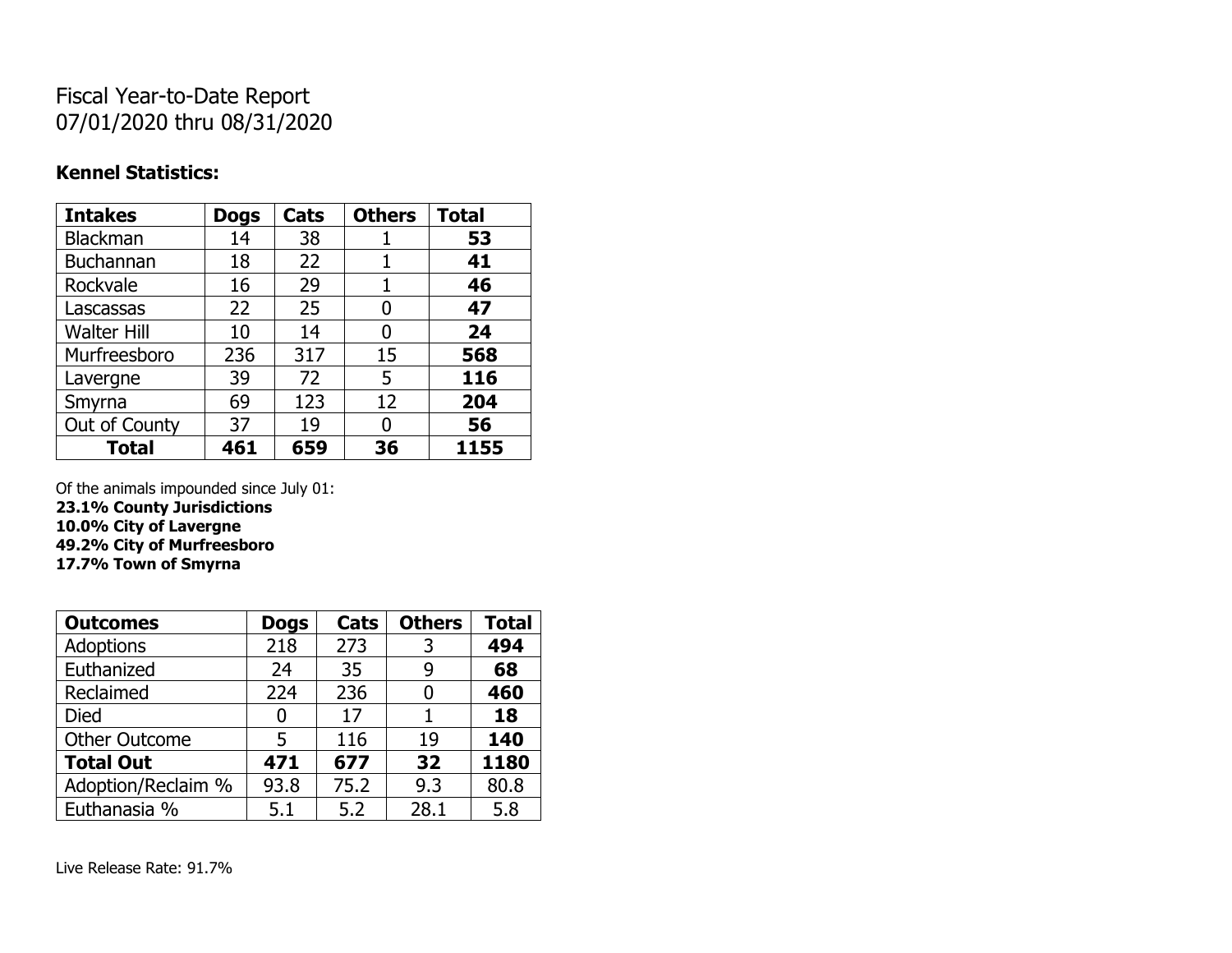# Fiscal Year-to-Date Report
07/01/2020 thru 08/31/2020

**Kennel Statistics:**

| Intakes | Dogs | Cats | Others | Total |
|---|---|---|---|---|
| Blackman | 14 | 38 | 1 | **53** |
| Buchannan | 18 | 22 | 1 | **41** |
| Rockvale | 16 | 29 | 1 | **46** |
| Lascassas | 22 | 25 | 0 | **47** |
| Walter Hill | 10 | 14 | 0 | **24** |
| Murfreesboro | 236 | 317 | 15 | **568** |
| Lavergne | 39 | 72 | 5 | **116** |
| Smyrna | 69 | 123 | 12 | **204** |
| Out of County | 37 | 19 | 0 | **56** |
| **Total** | **461** | **659** | **36** | **1155** |

Of the animals impounded since July 01:
**23.1% County Jurisdictions**
**10.0% City of Lavergne**
**49.2% City of Murfreesboro**
**17.7% Town of Smyrna**

| Outcomes | Dogs | Cats | Others | Total |
|---|---|---|---|---|
| Adoptions | 218 | 273 | 3 | **494** |
| Euthanized | 24 | 35 | 9 | **68** |
| Reclaimed | 224 | 236 | 0 | **460** |
| Died | 0 | 17 | 1 | **18** |
| Other Outcome | 5 | 116 | 19 | **140** |
| **Total Out** | **471** | **677** | **32** | **1180** |
| Adoption/Reclaim % | 93.8 | 75.2 | 9.3 | 80.8 |
| Euthanasia % | 5.1 | 5.2 | 28.1 | 5.8 |

Live Release Rate: 91.7%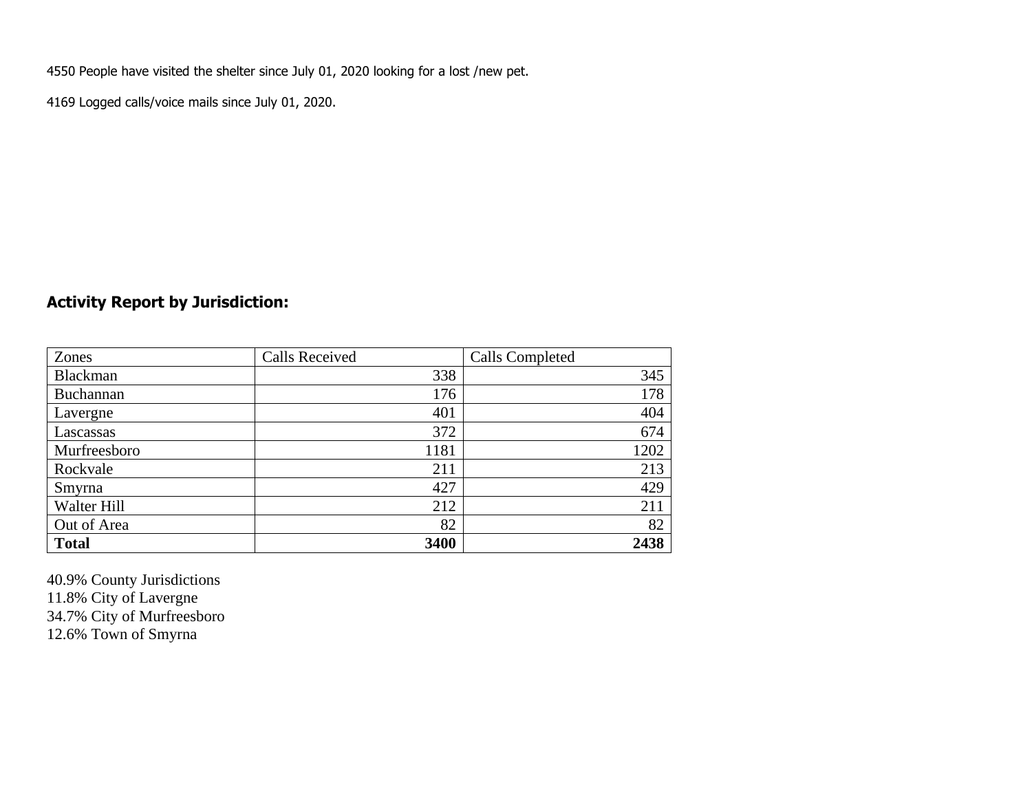4550 People have visited the shelter since July 01, 2020 looking for a lost /new pet.

4169 Logged calls/voice mails since July 01, 2020.

**Activity Report by Jurisdiction:**

| Zones | Calls Received | Calls Completed |
|---|---|---|
| Blackman | 338 | 345 |
| Buchannan | 176 | 178 |
| Lavergne | 401 | 404 |
| Lascassas | 372 | 674 |
| Murfreesboro | 1181 | 1202 |
| Rockvale | 211 | 213 |
| Smyrna | 427 | 429 |
| Walter Hill | 212 | 211 |
| Out of Area | 82 | 82 |
| **Total** | **3400** | **2438** |

40.9% County Jurisdictions
11.8% City of Lavergne
34.7% City of Murfreesboro
12.6% Town of Smyrna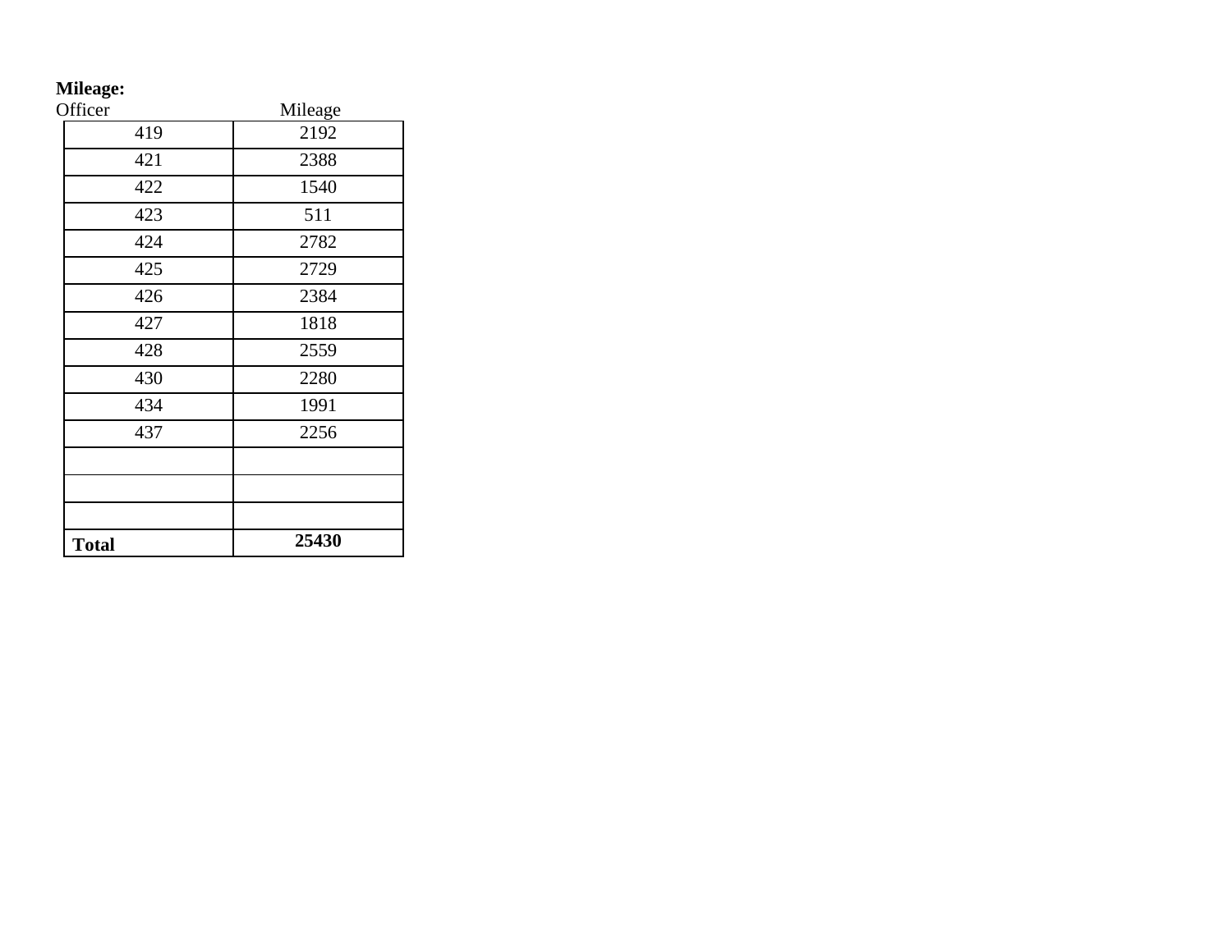**Mileage:**

| Officer | Mileage |
|---|---|
| 419 | 2192 |
| 421 | 2388 |
| 422 | 1540 |
| 423 | 511 |
| 424 | 2782 |
| 425 | 2729 |
| 426 | 2384 |
| 427 | 1818 |
| 428 | 2559 |
| 430 | 2280 |
| 434 | 1991 |
| 437 | 2256 |
| | |
| | |
| | |
| **Total** | **25430** |